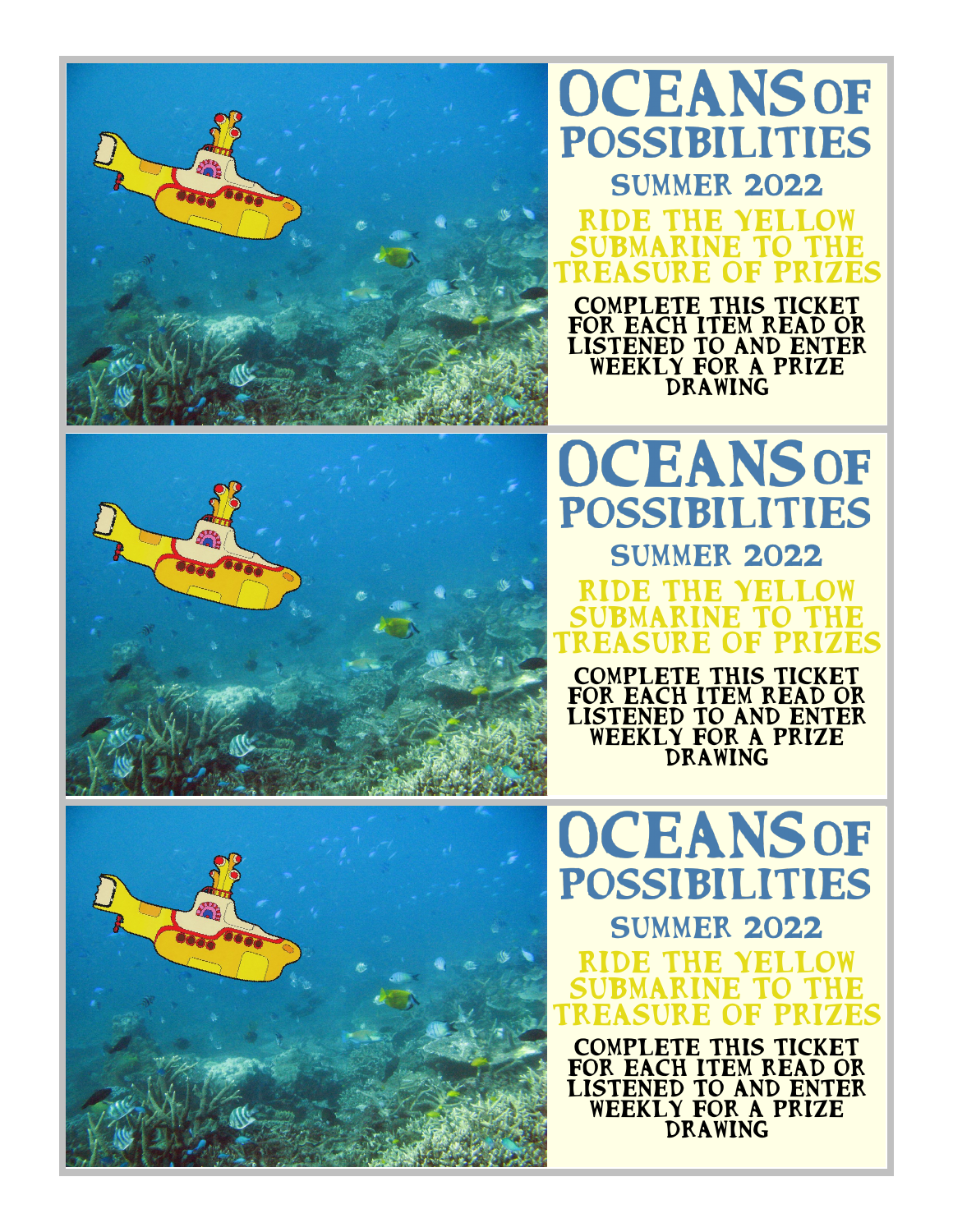# OCEANS OF POSSIBILITIES

## SUMMER 2022

### RIDE THE YELLOW SUBMARINE TO THE TREASURE OF PRIZES

**COMPLETE THIS TICKET FOR EACH ITEM READ OR LISTENED TO AND ENTER WEEKLY FOR A PRIZE DRAWING**

# OCEANS OF POSSIBILITIES

## SUMMER 2022

### RIDE THE YELLOW SUBMARINE TO THE TREASURE OF PRIZES

**COMPLETE THIS TICKET FOR EACH ITEM READ OR LISTENED TO AND ENTER WEEKLY FOR A PRIZE DRAWING**

# OCEANS OF POSSIBILITIES

## SUMMER 2022

### RIDE THE YELLOW SUBMARINE TO THE TREASURE OF PRIZES

**COMPLETE THIS TICKET FOR EACH ITEM READ OR LISTENED TO AND ENTER WEEKLY FOR A PRIZE DRAWING**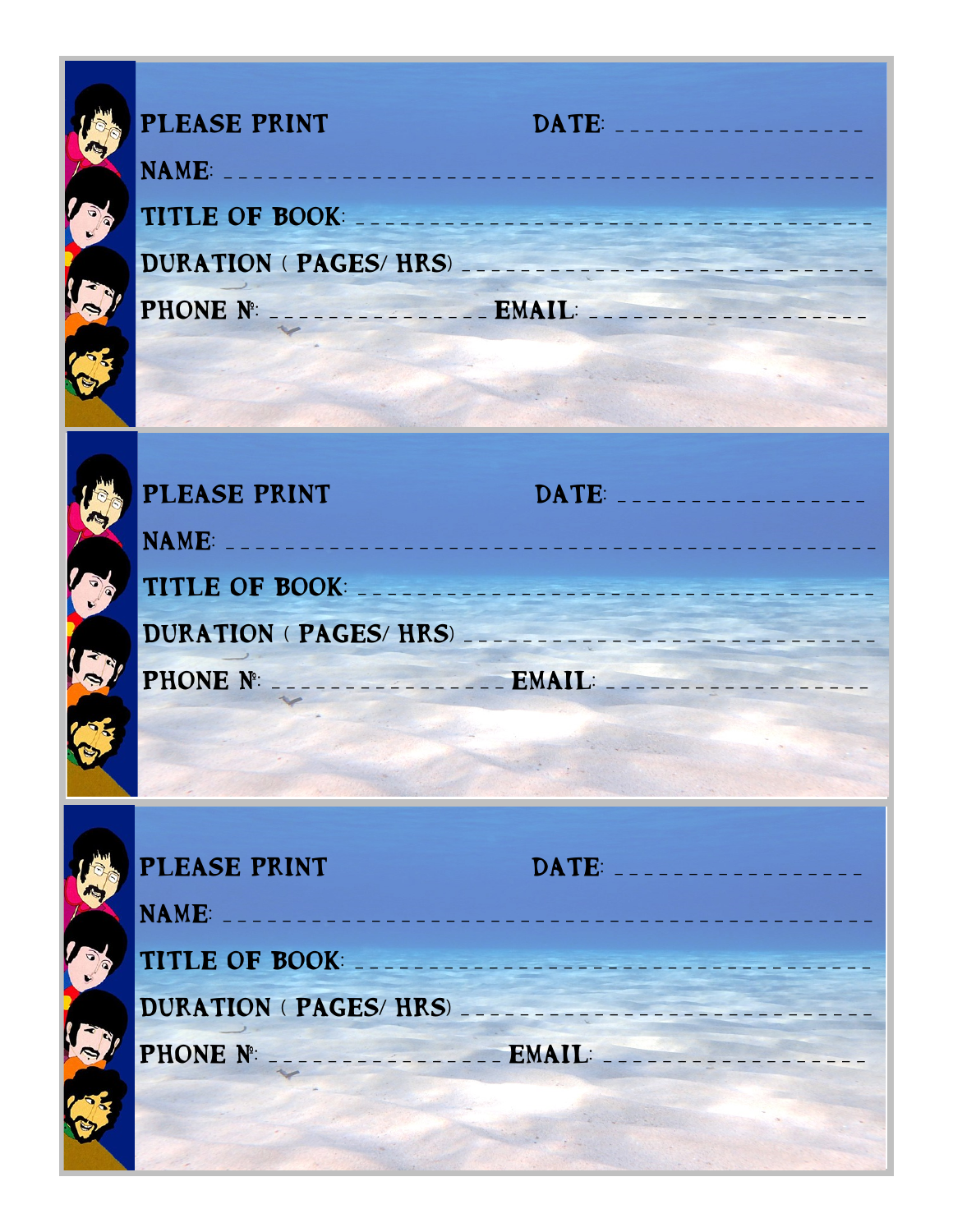PLEASE PRINT DATE: _______________

NAME: ___________________________________________

TITLE OF BOOK: ___________________________________

DURATION ( PAGES/ HRS) ____________________________

PHONE №: _______________ EMAIL: _________________

---

PLEASE PRINT DATE: _______________

NAME: ___________________________________________

TITLE OF BOOK: ___________________________________

DURATION ( PAGES/ HRS) ____________________________

PHONE №: _______________ EMAIL: _________________

---

PLEASE PRINT DATE: _______________

NAME: ___________________________________________

TITLE OF BOOK: ___________________________________

DURATION ( PAGES/ HRS) ____________________________

PHONE №: _______________ EMAIL: _________________